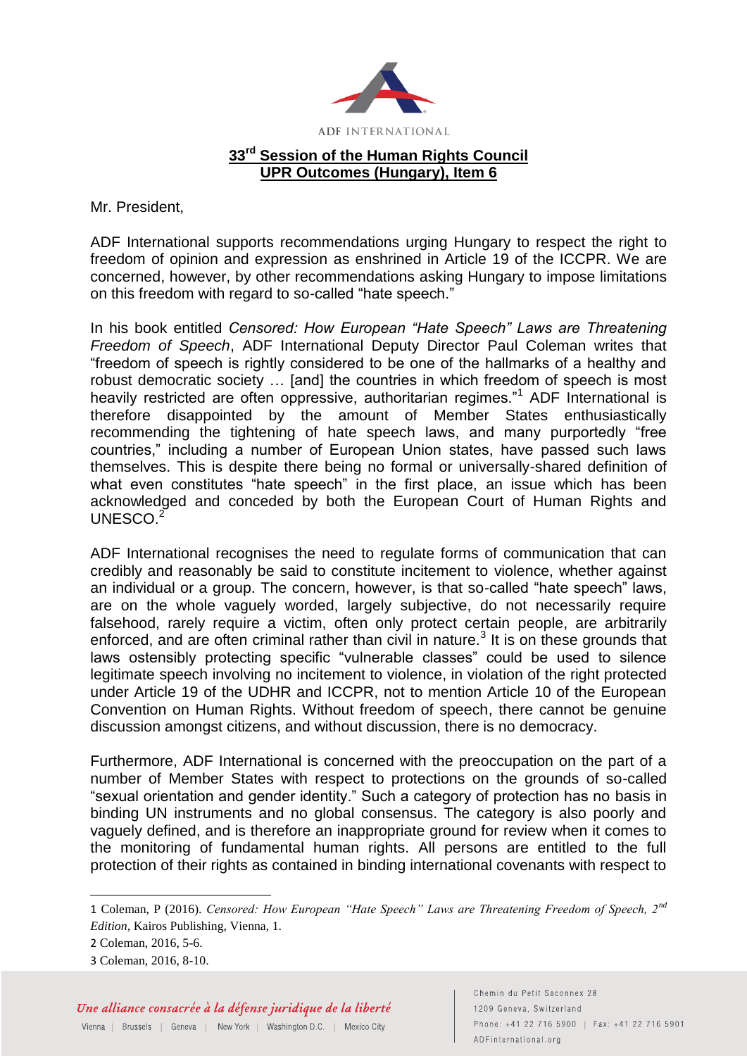ADF INTERNATIONAL

**33rd Session of the Human Rights Council**
**UPR Outcomes (Hungary), Item 6**

Mr. President,

ADF International supports recommendations urging Hungary to respect the right to freedom of opinion and expression as enshrined in Article 19 of the ICCPR. We are concerned, however, by other recommendations asking Hungary to impose limitations on this freedom with regard to so-called "hate speech."

In his book entitled *Censored: How European "Hate Speech" Laws are Threatening Freedom of Speech*, ADF International Deputy Director Paul Coleman writes that "freedom of speech is rightly considered to be one of the hallmarks of a healthy and robust democratic society … [and] the countries in which freedom of speech is most heavily restricted are often oppressive, authoritarian regimes."[1] ADF International is therefore disappointed by the amount of Member States enthusiastically recommending the tightening of hate speech laws, and many purportedly "free countries," including a number of European Union states, have passed such laws themselves. This is despite there being no formal or universally-shared definition of what even constitutes "hate speech" in the first place, an issue which has been acknowledged and conceded by both the European Court of Human Rights and UNESCO.[2]

ADF International recognises the need to regulate forms of communication that can credibly and reasonably be said to constitute incitement to violence, whether against an individual or a group. The concern, however, is that so-called "hate speech" laws, are on the whole vaguely worded, largely subjective, do not necessarily require falsehood, rarely require a victim, often only protect certain people, are arbitrarily enforced, and are often criminal rather than civil in nature.[3] It is on these grounds that laws ostensibly protecting specific "vulnerable classes" could be used to silence legitimate speech involving no incitement to violence, in violation of the right protected under Article 19 of the UDHR and ICCPR, not to mention Article 10 of the European Convention on Human Rights. Without freedom of speech, there cannot be genuine discussion amongst citizens, and without discussion, there is no democracy.

Furthermore, ADF International is concerned with the preoccupation on the part of a number of Member States with respect to protections on the grounds of so-called "sexual orientation and gender identity." Such a category of protection has no basis in binding UN instruments and no global consensus. The category is also poorly and vaguely defined, and is therefore an inappropriate ground for review when it comes to the monitoring of fundamental human rights. All persons are entitled to the full protection of their rights as contained in binding international covenants with respect to

---

1 Coleman, P (2016). *Censored: How European "Hate Speech" Laws are Threatening Freedom of Speech, 2nd Edition*, Kairos Publishing, Vienna, 1.

2 Coleman, 2016, 5-6.

3 Coleman, 2016, 8-10.

*Une alliance consacrée à la défense juridique de la liberté*

Vienna | Brussels | Geneva | New York | Washington D.C. | Mexico City

Chemin du Petit Saconnex 28
1209 Geneva, Switzerland
Phone: +41 22 716 5900 | Fax: +41 22 716 5901
ADFinternational.org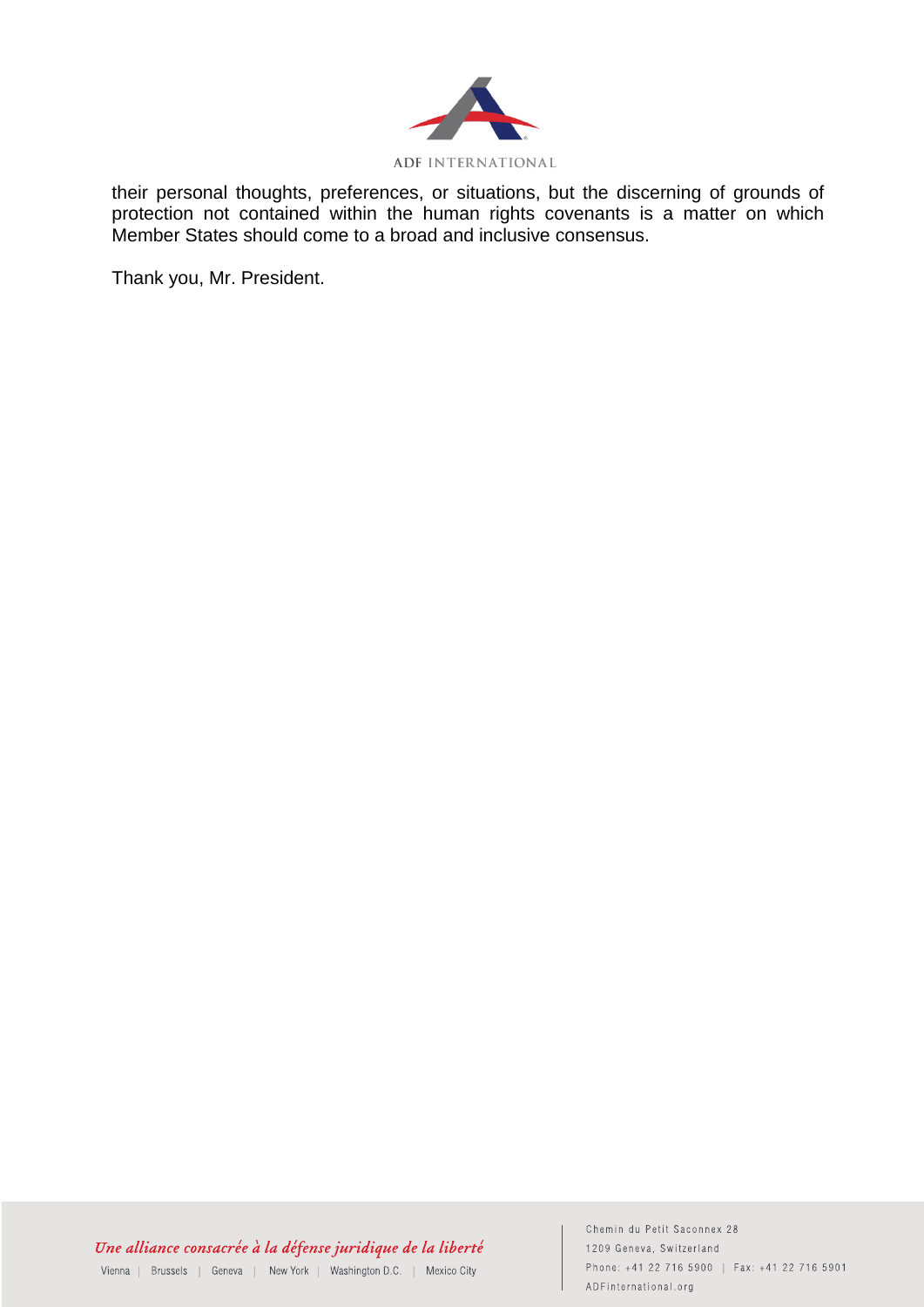their personal thoughts, preferences, or situations, but the discerning of grounds of protection not contained within the human rights covenants is a matter on which Member States should come to a broad and inclusive consensus.

Thank you, Mr. President.